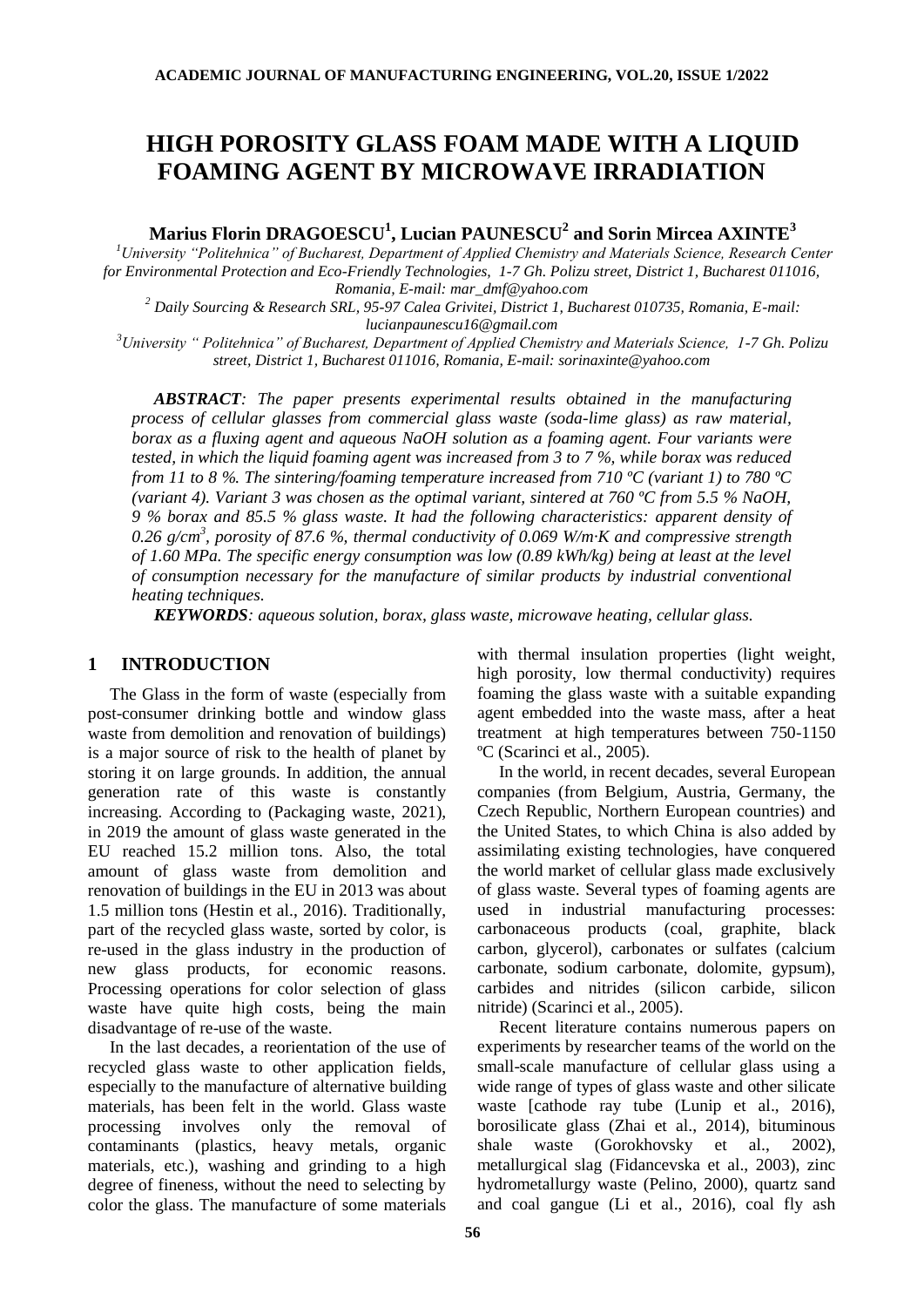# HIGH POROSITY GLASS FOAM MADE WITH A LIQUID FOAMING AGENT BY MICROWAVE IRRADIATION

**Marius Florin DRAGOESCU[1], Lucian PAUNESCU[2] and Sorin Mircea AXINTE[3]**

[1]University "Politehnica" of Bucharest, Department of Applied Chemistry and Materials Science, Research Center for Environmental Protection and Eco-Friendly Technologies, 1-7 Gh. Polizu street, District 1, Bucharest 011016, Romania, E-mail: mar_dmf@yahoo.com

[2] Daily Sourcing & Research SRL, 95-97 Calea Grivitei, District 1, Bucharest 010735, Romania, E-mail: lucianpaunescu16@gmail.com

[3]University " Politehnica" of Bucharest, Department of Applied Chemistry and Materials Science, 1-7 Gh. Polizu street, District 1, Bucharest 011016, Romania, E-mail: sorinaxinte@yahoo.com

***ABSTRACT***: *The paper presents experimental results obtained in the manufacturing process of cellular glasses from commercial glass waste (soda-lime glass) as raw material, borax as a fluxing agent and aqueous NaOH solution as a foaming agent. Four variants were tested, in which the liquid foaming agent was increased from 3 to 7 %, while borax was reduced from 11 to 8 %. The sintering/foaming temperature increased from 710 ºC (variant 1) to 780 ºC (variant 4). Variant 3 was chosen as the optimal variant, sintered at 760 ºC from 5.5 % NaOH, 9 % borax and 85.5 % glass waste. It had the following characteristics: apparent density of 0.26 g/cm$^3$, porosity of 87.6 %, thermal conductivity of 0.069 W/m·K and compressive strength of 1.60 MPa. The specific energy consumption was low (0.89 kWh/kg) being at least at the level of consumption necessary for the manufacture of similar products by industrial conventional heating techniques.*

***KEYWORDS***: *aqueous solution, borax, glass waste, microwave heating, cellular glass.*

## 1 INTRODUCTION

The Glass in the form of waste (especially from post-consumer drinking bottle and window glass waste from demolition and renovation of buildings) is a major source of risk to the health of planet by storing it on large grounds. In addition, the annual generation rate of this waste is constantly increasing. According to (Packaging waste, 2021), in 2019 the amount of glass waste generated in the EU reached 15.2 million tons. Also, the total amount of glass waste from demolition and renovation of buildings in the EU in 2013 was about 1.5 million tons (Hestin et al., 2016). Traditionally, part of the recycled glass waste, sorted by color, is re-used in the glass industry in the production of new glass products, for economic reasons. Processing operations for color selection of glass waste have quite high costs, being the main disadvantage of re-use of the waste.

In the last decades, a reorientation of the use of recycled glass waste to other application fields, especially to the manufacture of alternative building materials, has been felt in the world. Glass waste processing involves only the removal of contaminants (plastics, heavy metals, organic materials, etc.), washing and grinding to a high degree of fineness, without the need to selecting by color the glass. The manufacture of some materials with thermal insulation properties (light weight, high porosity, low thermal conductivity) requires foaming the glass waste with a suitable expanding agent embedded into the waste mass, after a heat treatment at high temperatures between 750-1150 ºC (Scarinci et al., 2005).

In the world, in recent decades, several European companies (from Belgium, Austria, Germany, the Czech Republic, Northern European countries) and the United States, to which China is also added by assimilating existing technologies, have conquered the world market of cellular glass made exclusively of glass waste. Several types of foaming agents are used in industrial manufacturing processes: carbonaceous products (coal, graphite, black carbon, glycerol), carbonates or sulfates (calcium carbonate, sodium carbonate, dolomite, gypsum), carbides and nitrides (silicon carbide, silicon nitride) (Scarinci et al., 2005).

Recent literature contains numerous papers on experiments by researcher teams of the world on the small-scale manufacture of cellular glass using a wide range of types of glass waste and other silicate waste [cathode ray tube (Lunip et al., 2016), borosilicate glass (Zhai et al., 2014), bituminous shale waste (Gorokhovsky et al., 2002), metallurgical slag (Fidancevska et al., 2003), zinc hydrometallurgy waste (Pelino, 2000), quartz sand and coal gangue (Li et al., 2016), coal fly ash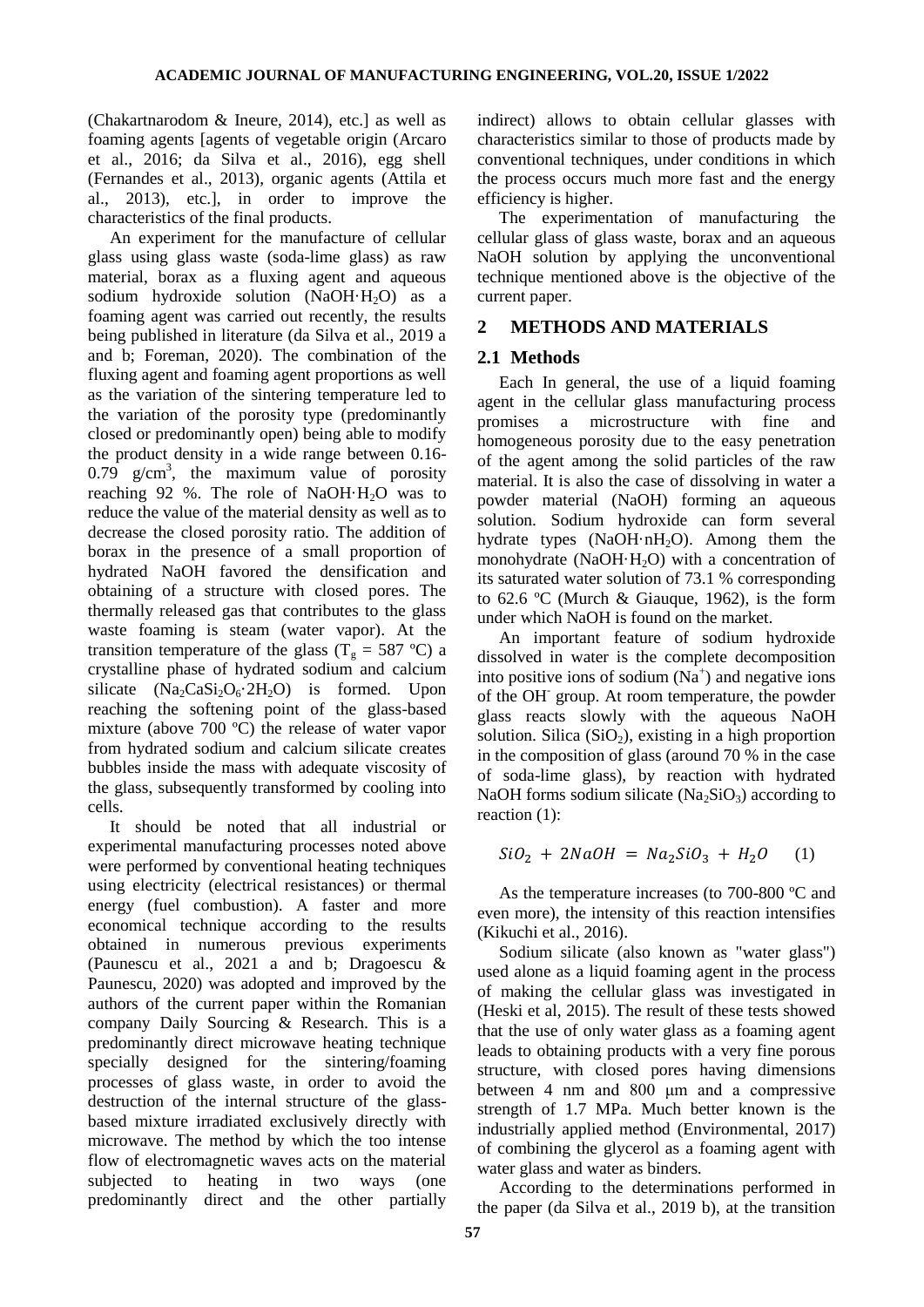(Chakartnarodom & Ineure, 2014), etc.] as well as foaming agents [agents of vegetable origin (Arcaro et al., 2016; da Silva et al., 2016), egg shell (Fernandes et al., 2013), organic agents (Attila et al., 2013), etc.], in order to improve the characteristics of the final products.

An experiment for the manufacture of cellular glass using glass waste (soda-lime glass) as raw material, borax as a fluxing agent and aqueous sodium hydroxide solution ($NaOH{\cdot}H_2O$) as a foaming agent was carried out recently, the results being published in literature (da Silva et al., 2019 a and b; Foreman, 2020). The combination of the fluxing agent and foaming agent proportions as well as the variation of the sintering temperature led to the variation of the porosity type (predominantly closed or predominantly open) being able to modify the product density in a wide range between 0.16-0.79 g/cm$^3$, the maximum value of porosity reaching 92 %. The role of $NaOH{\cdot}H_2O$ was to reduce the value of the material density as well as to decrease the closed porosity ratio. The addition of borax in the presence of a small proportion of hydrated NaOH favored the densification and obtaining of a structure with closed pores. The thermally released gas that contributes to the glass waste foaming is steam (water vapor). At the transition temperature of the glass ($T_g$ = 587 ºC) a crystalline phase of hydrated sodium and calcium silicate ($Na_2CaSi_2O_6{\cdot}2H_2O$) is formed. Upon reaching the softening point of the glass-based mixture (above 700 ºC) the release of water vapor from hydrated sodium and calcium silicate creates bubbles inside the mass with adequate viscosity of the glass, subsequently transformed by cooling into cells.

It should be noted that all industrial or experimental manufacturing processes noted above were performed by conventional heating techniques using electricity (electrical resistances) or thermal energy (fuel combustion). A faster and more economical technique according to the results obtained in numerous previous experiments (Paunescu et al., 2021 a and b; Dragoescu & Paunescu, 2020) was adopted and improved by the authors of the current paper within the Romanian company Daily Sourcing & Research. This is a predominantly direct microwave heating technique specially designed for the sintering/foaming processes of glass waste, in order to avoid the destruction of the internal structure of the glass-based mixture irradiated exclusively directly with microwave. The method by which the too intense flow of electromagnetic waves acts on the material subjected to heating in two ways (one predominantly direct and the other partially indirect) allows to obtain cellular glasses with characteristics similar to those of products made by conventional techniques, under conditions in which the process occurs much more fast and the energy efficiency is higher.

The experimentation of manufacturing the cellular glass of glass waste, borax and an aqueous NaOH solution by applying the unconventional technique mentioned above is the objective of the current paper.

## 2 METHODS AND MATERIALS

### 2.1 Methods

Each In general, the use of a liquid foaming agent in the cellular glass manufacturing process promises a microstructure with fine and homogeneous porosity due to the easy penetration of the agent among the solid particles of the raw material. It is also the case of dissolving in water a powder material (NaOH) forming an aqueous solution. Sodium hydroxide can form several hydrate types ($NaOH{\cdot}nH_2O$). Among them the monohydrate ($NaOH{\cdot}H_2O$) with a concentration of its saturated water solution of 73.1 % corresponding to 62.6 ºC (Murch & Giauque, 1962), is the form under which NaOH is found on the market.

An important feature of sodium hydroxide dissolved in water is the complete decomposition into positive ions of sodium ($Na^+$) and negative ions of the $OH^-$ group. At room temperature, the powder glass reacts slowly with the aqueous NaOH solution. Silica ($SiO_2$), existing in a high proportion in the composition of glass (around 70 % in the case of soda-lime glass), by reaction with hydrated NaOH forms sodium silicate ($Na_2SiO_3$) according to reaction (1):

$$SiO_2 + 2NaOH = Na_2SiO_3 + H_2O \quad (1)$$

As the temperature increases (to 700-800 ºC and even more), the intensity of this reaction intensifies (Kikuchi et al., 2016).

Sodium silicate (also known as "water glass") used alone as a liquid foaming agent in the process of making the cellular glass was investigated in (Heski et al, 2015). The result of these tests showed that the use of only water glass as a foaming agent leads to obtaining products with a very fine porous structure, with closed pores having dimensions between 4 nm and 800 μm and a compressive strength of 1.7 MPa. Much better known is the industrially applied method (Environmental, 2017) of combining the glycerol as a foaming agent with water glass and water as binders.

According to the determinations performed in the paper (da Silva et al., 2019 b), at the transition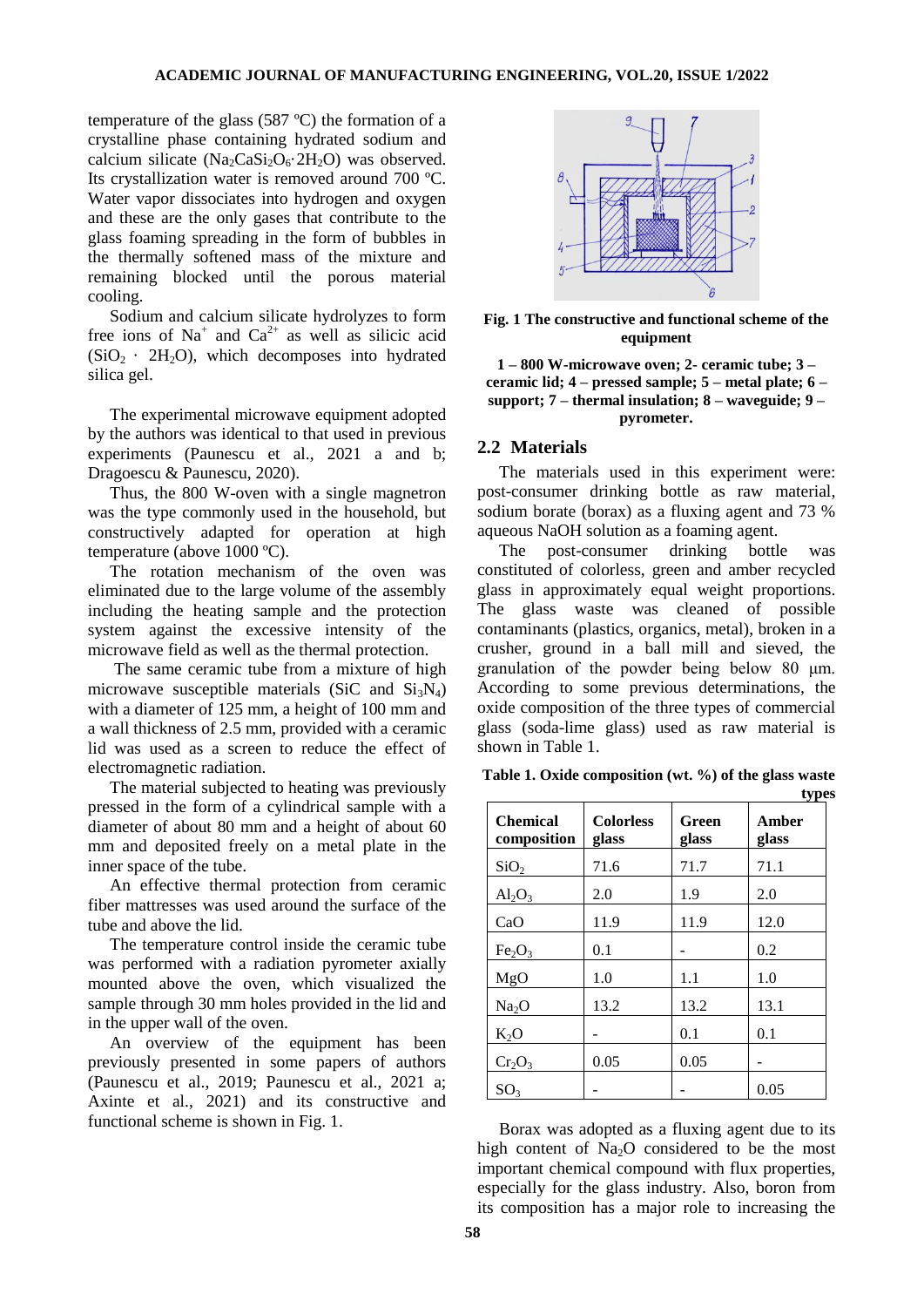temperature of the glass (587 ºC) the formation of a crystalline phase containing hydrated sodium and calcium silicate ($Na_2CaSi_2O_6 \cdot 2H_2O$) was observed. Its crystallization water is removed around 700 ºC. Water vapor dissociates into hydrogen and oxygen and these are the only gases that contribute to the glass foaming spreading in the form of bubbles in the thermally softened mass of the mixture and remaining blocked until the porous material cooling.

Sodium and calcium silicate hydrolyzes to form free ions of $Na^+$ and $Ca^{2+}$ as well as silicic acid ($SiO_2 \cdot 2H_2O$), which decomposes into hydrated silica gel.

The experimental microwave equipment adopted by the authors was identical to that used in previous experiments (Paunescu et al., 2021 a and b; Dragoescu & Paunescu, 2020).

Thus, the 800 W-oven with a single magnetron was the type commonly used in the household, but constructively adapted for operation at high temperature (above 1000 ºC).

The rotation mechanism of the oven was eliminated due to the large volume of the assembly including the heating sample and the protection system against the excessive intensity of the microwave field as well as the thermal protection.

The same ceramic tube from a mixture of high microwave susceptible materials (SiC and $Si_3N_4$) with a diameter of 125 mm, a height of 100 mm and a wall thickness of 2.5 mm, provided with a ceramic lid was used as a screen to reduce the effect of electromagnetic radiation.

The material subjected to heating was previously pressed in the form of a cylindrical sample with a diameter of about 80 mm and a height of about 60 mm and deposited freely on a metal plate in the inner space of the tube.

An effective thermal protection from ceramic fiber mattresses was used around the surface of the tube and above the lid.

The temperature control inside the ceramic tube was performed with a radiation pyrometer axially mounted above the oven, which visualized the sample through 30 mm holes provided in the lid and in the upper wall of the oven.

An overview of the equipment has been previously presented in some papers of authors (Paunescu et al., 2019; Paunescu et al., 2021 a; Axinte et al., 2021) and its constructive and functional scheme is shown in Fig. 1.

**Fig. 1 The constructive and functional scheme of the equipment**

**1 – 800 W-microwave oven; 2- ceramic tube; 3 – ceramic lid; 4 – pressed sample; 5 – metal plate; 6 – support; 7 – thermal insulation; 8 – waveguide; 9 – pyrometer.**

## 2.2 Materials

The materials used in this experiment were: post-consumer drinking bottle as raw material, sodium borate (borax) as a fluxing agent and 73 % aqueous NaOH solution as a foaming agent.

The post-consumer drinking bottle was constituted of colorless, green and amber recycled glass in approximately equal weight proportions. The glass waste was cleaned of possible contaminants (plastics, organics, metal), broken in a crusher, ground in a ball mill and sieved, the granulation of the powder being below 80 μm. According to some previous determinations, the oxide composition of the three types of commercial glass (soda-lime glass) used as raw material is shown in Table 1.

**Table 1. Oxide composition (wt. %) of the glass waste types**

| Chemical composition | Colorless glass | Green glass | Amber glass |
|---|---|---|---|
| $SiO_2$ | 71.6 | 71.7 | 71.1 |
| $Al_2O_3$ | 2.0 | 1.9 | 2.0 |
| CaO | 11.9 | 11.9 | 12.0 |
| $Fe_2O_3$ | 0.1 | - | 0.2 |
| MgO | 1.0 | 1.1 | 1.0 |
| $Na_2O$ | 13.2 | 13.2 | 13.1 |
| $K_2O$ | - | 0.1 | 0.1 |
| $Cr_2O_3$ | 0.05 | 0.05 | - |
| $SO_3$ | - | - | 0.05 |

Borax was adopted as a fluxing agent due to its high content of $Na_2O$ considered to be the most important chemical compound with flux properties, especially for the glass industry. Also, boron from its composition has a major role to increasing the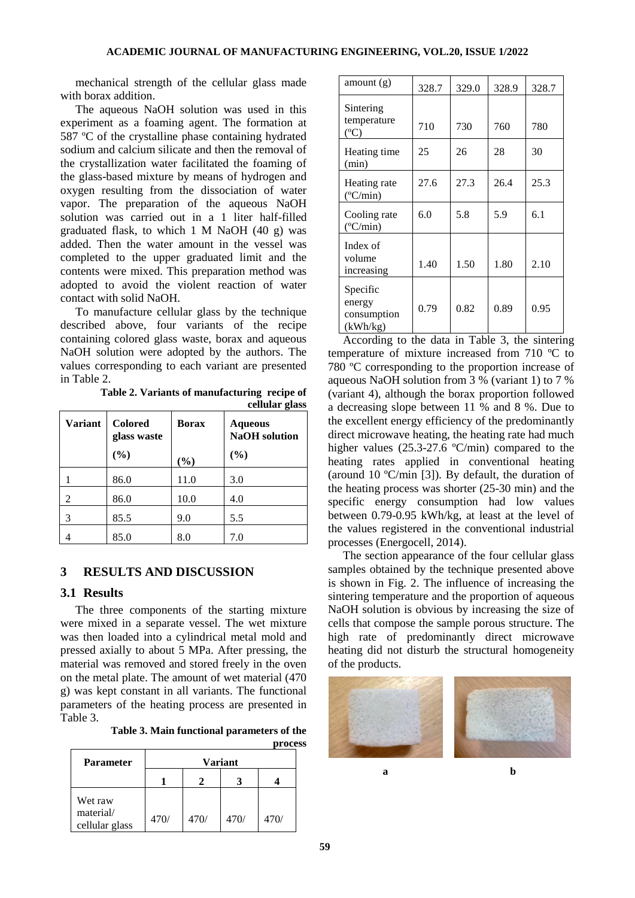mechanical strength of the cellular glass made with borax addition.

The aqueous NaOH solution was used in this experiment as a foaming agent. The formation at 587 ºC of the crystalline phase containing hydrated sodium and calcium silicate and then the removal of the crystallization water facilitated the foaming of the glass-based mixture by means of hydrogen and oxygen resulting from the dissociation of water vapor. The preparation of the aqueous NaOH solution was carried out in a 1 liter half-filled graduated flask, to which 1 M NaOH (40 g) was added. Then the water amount in the vessel was completed to the upper graduated limit and the contents were mixed. This preparation method was adopted to avoid the violent reaction of water contact with solid NaOH.

To manufacture cellular glass by the technique described above, four variants of the recipe containing colored glass waste, borax and aqueous NaOH solution were adopted by the authors. The values corresponding to each variant are presented in Table 2.

**Table 2. Variants of manufacturing recipe of cellular glass**

| Variant | Colored glass waste (%) | Borax (%) | Aqueous NaOH solution (%) |
|---|---|---|---|
| 1 | 86.0 | 11.0 | 3.0 |
| 2 | 86.0 | 10.0 | 4.0 |
| 3 | 85.5 | 9.0 | 5.5 |
| 4 | 85.0 | 8.0 | 7.0 |

## 3 RESULTS AND DISCUSSION

### 3.1 Results

The three components of the starting mixture were mixed in a separate vessel. The wet mixture was then loaded into a cylindrical metal mold and pressed axially to about 5 MPa. After pressing, the material was removed and stored freely in the oven on the metal plate. The amount of wet material (470 g) was kept constant in all variants. The functional parameters of the heating process are presented in Table 3.

**Table 3. Main functional parameters of the process**

| Parameter | Variant | | | |
|---|---|---|---|---|
| | 1 | 2 | 3 | 4 |
| Wet raw material/ cellular glass amount (g) | 470/ 328.7 | 470/ 329.0 | 470/ 328.9 | 470/ 328.7 |
| Sintering temperature (ºC) | 710 | 730 | 760 | 780 |
| Heating time (min) | 25 | 26 | 28 | 30 |
| Heating rate (ºC/min) | 27.6 | 27.3 | 26.4 | 25.3 |
| Cooling rate (ºC/min) | 6.0 | 5.8 | 5.9 | 6.1 |
| Index of volume increasing | 1.40 | 1.50 | 1.80 | 2.10 |
| Specific energy consumption (kWh/kg) | 0.79 | 0.82 | 0.89 | 0.95 |

According to the data in Table 3, the sintering temperature of mixture increased from 710 ºC to 780 ºC corresponding to the proportion increase of aqueous NaOH solution from 3 % (variant 1) to 7 % (variant 4), although the borax proportion followed a decreasing slope between 11 % and 8 %. Due to the excellent energy efficiency of the predominantly direct microwave heating, the heating rate had much higher values (25.3-27.6 ºC/min) compared to the heating rates applied in conventional heating (around 10 ºC/min [3]). By default, the duration of the heating process was shorter (25-30 min) and the specific energy consumption had low values between 0.79-0.95 kWh/kg, at least at the level of the values registered in the conventional industrial processes (Energocell, 2014).

The section appearance of the four cellular glass samples obtained by the technique presented above is shown in Fig. 2. The influence of increasing the sintering temperature and the proportion of aqueous NaOH solution is obvious by increasing the size of cells that compose the sample porous structure. The high rate of predominantly direct microwave heating did not disturb the structural homogeneity of the products.

a

b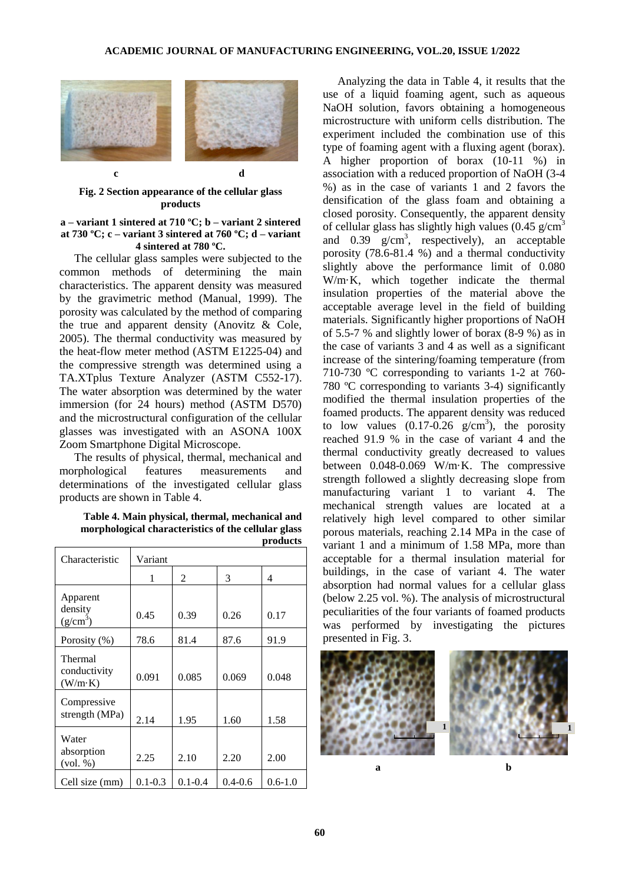c d

**Fig. 2 Section appearance of the cellular glass products**

**a – variant 1 sintered at 710 ºC; b – variant 2 sintered at 730 ºC; c – variant 3 sintered at 760 ºC; d – variant 4 sintered at 780 ºC.**

The cellular glass samples were subjected to the common methods of determining the main characteristics. The apparent density was measured by the gravimetric method (Manual, 1999). The porosity was calculated by the method of comparing the true and apparent density (Anovitz & Cole, 2005). The thermal conductivity was measured by the heat-flow meter method (ASTM E1225-04) and the compressive strength was determined using a TA.XTplus Texture Analyzer (ASTM C552-17). The water absorption was determined by the water immersion (for 24 hours) method (ASTM D570) and the microstructural configuration of the cellular glasses was investigated with an ASONA 100X Zoom Smartphone Digital Microscope.

The results of physical, thermal, mechanical and morphological features measurements and determinations of the investigated cellular glass products are shown in Table 4.

**Table 4. Main physical, thermal, mechanical and morphological characteristics of the cellular glass products**

| Characteristic | Variant | | | |
|---|---|---|---|---|
| | 1 | 2 | 3 | 4 |
| Apparent density ($g/cm^3$) | 0.45 | 0.39 | 0.26 | 0.17 |
| Porosity (%) | 78.6 | 81.4 | 87.6 | 91.9 |
| Thermal conductivity (W/m·K) | 0.091 | 0.085 | 0.069 | 0.048 |
| Compressive strength (MPa) | 2.14 | 1.95 | 1.60 | 1.58 |
| Water absorption (vol. %) | 2.25 | 2.10 | 2.20 | 2.00 |
| Cell size (mm) | 0.1-0.3 | 0.1-0.4 | 0.4-0.6 | 0.6-1.0 |

Analyzing the data in Table 4, it results that the use of a liquid foaming agent, such as aqueous NaOH solution, favors obtaining a homogeneous microstructure with uniform cells distribution. The experiment included the combination use of this type of foaming agent with a fluxing agent (borax). A higher proportion of borax (10-11 %) in association with a reduced proportion of NaOH (3-4 %) as in the case of variants 1 and 2 favors the densification of the glass foam and obtaining a closed porosity. Consequently, the apparent density of cellular glass has slightly high values (0.45 $g/cm^3$ and 0.39 $g/cm^3$, respectively), an acceptable porosity (78.6-81.4 %) and a thermal conductivity slightly above the performance limit of 0.080 W/m·K, which together indicate the thermal insulation properties of the material above the acceptable average level in the field of building materials. Significantly higher proportions of NaOH of 5.5-7 % and slightly lower of borax (8-9 %) as in the case of variants 3 and 4 as well as a significant increase of the sintering/foaming temperature (from 710-730 ºC corresponding to variants 1-2 at 760-780 ºC corresponding to variants 3-4) significantly modified the thermal insulation properties of the foamed products. The apparent density was reduced to low values (0.17-0.26 $g/cm^3$), the porosity reached 91.9 % in the case of variant 4 and the thermal conductivity greatly decreased to values between 0.048-0.069 W/m·K. The compressive strength followed a slightly decreasing slope from manufacturing variant 1 to variant 4. The mechanical strength values are located at a relatively high level compared to other similar porous materials, reaching 2.14 MPa in the case of variant 1 and a minimum of 1.58 MPa, more than acceptable for a thermal insulation material for buildings, in the case of variant 4. The water absorption had normal values for a cellular glass (below 2.25 vol. %). The analysis of microstructural peculiarities of the four variants of foamed products was performed by investigating the pictures presented in Fig. 3.

1 1

a b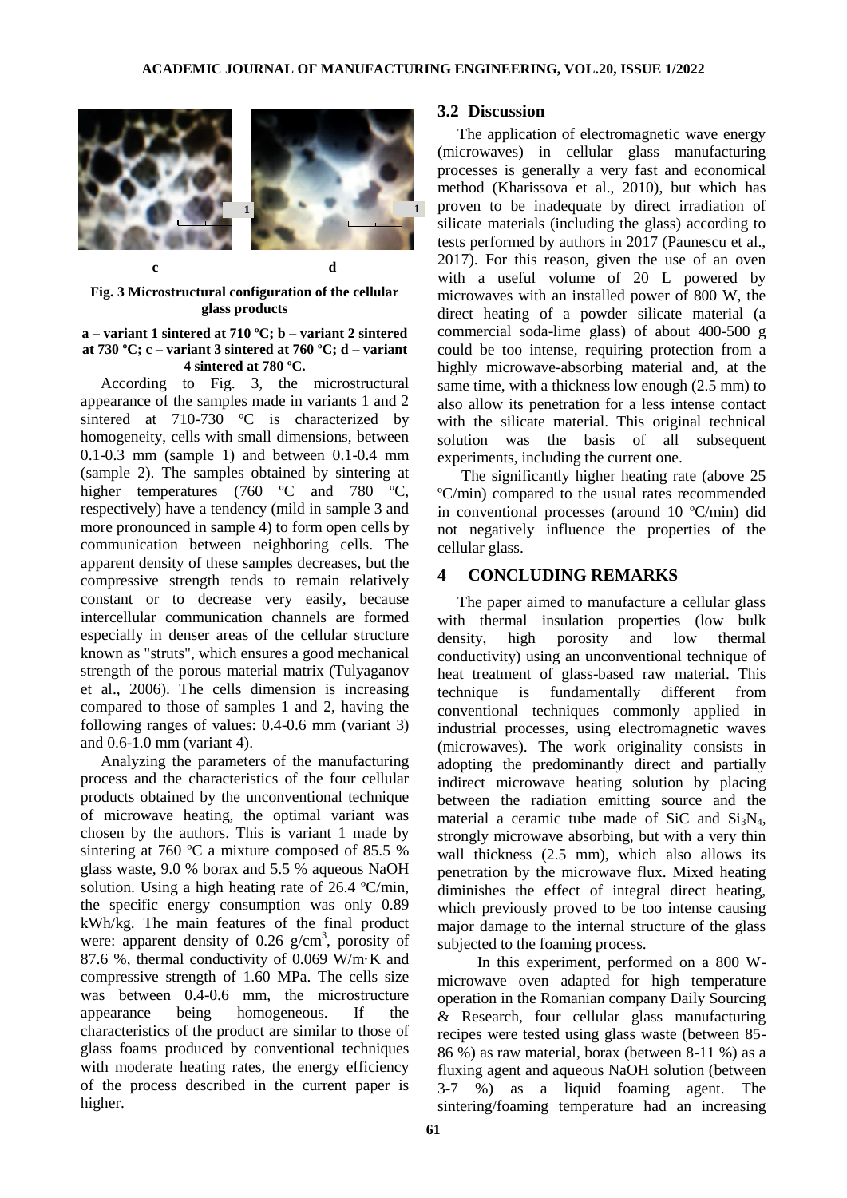c

d

**Fig. 3 Microstructural configuration of the cellular glass products**

**a – variant 1 sintered at 710 ºC; b – variant 2 sintered at 730 ºC; c – variant 3 sintered at 760 ºC; d – variant 4 sintered at 780 ºC.**

According to Fig. 3, the microstructural appearance of the samples made in variants 1 and 2 sintered at 710-730 ºC is characterized by homogeneity, cells with small dimensions, between 0.1-0.3 mm (sample 1) and between 0.1-0.4 mm (sample 2). The samples obtained by sintering at higher temperatures (760 ºC and 780 ºC, respectively) have a tendency (mild in sample 3 and more pronounced in sample 4) to form open cells by communication between neighboring cells. The apparent density of these samples decreases, but the compressive strength tends to remain relatively constant or to decrease very easily, because intercellular communication channels are formed especially in denser areas of the cellular structure known as "struts", which ensures a good mechanical strength of the porous material matrix (Tulyaganov et al., 2006). The cells dimension is increasing compared to those of samples 1 and 2, having the following ranges of values: 0.4-0.6 mm (variant 3) and 0.6-1.0 mm (variant 4).

Analyzing the parameters of the manufacturing process and the characteristics of the four cellular products obtained by the unconventional technique of microwave heating, the optimal variant was chosen by the authors. This is variant 1 made by sintering at 760 ºC a mixture composed of 85.5 % glass waste, 9.0 % borax and 5.5 % aqueous NaOH solution. Using a high heating rate of 26.4 ºC/min, the specific energy consumption was only 0.89 kWh/kg. The main features of the final product were: apparent density of 0.26 g/cm$^3$, porosity of 87.6 %, thermal conductivity of 0.069 W/m·K and compressive strength of 1.60 MPa. The cells size was between 0.4-0.6 mm, the microstructure appearance being homogeneous. If the characteristics of the product are similar to those of glass foams produced by conventional techniques with moderate heating rates, the energy efficiency of the process described in the current paper is higher.

## 3.2 Discussion

The application of electromagnetic wave energy (microwaves) in cellular glass manufacturing processes is generally a very fast and economical method (Kharissova et al., 2010), but which has proven to be inadequate by direct irradiation of silicate materials (including the glass) according to tests performed by authors in 2017 (Paunescu et al., 2017). For this reason, given the use of an oven with a useful volume of 20 L powered by microwaves with an installed power of 800 W, the direct heating of a powder silicate material (a commercial soda-lime glass) of about 400-500 g could be too intense, requiring protection from a highly microwave-absorbing material and, at the same time, with a thickness low enough (2.5 mm) to also allow its penetration for a less intense contact with the silicate material. This original technical solution was the basis of all subsequent experiments, including the current one.

The significantly higher heating rate (above 25 ºC/min) compared to the usual rates recommended in conventional processes (around 10 ºC/min) did not negatively influence the properties of the cellular glass.

## 4 CONCLUDING REMARKS

The paper aimed to manufacture a cellular glass with thermal insulation properties (low bulk density, high porosity and low thermal conductivity) using an unconventional technique of heat treatment of glass-based raw material. This technique is fundamentally different from conventional techniques commonly applied in industrial processes, using electromagnetic waves (microwaves). The work originality consists in adopting the predominantly direct and partially indirect microwave heating solution by placing between the radiation emitting source and the material a ceramic tube made of SiC and $Si_3N_4$, strongly microwave absorbing, but with a very thin wall thickness (2.5 mm), which also allows its penetration by the microwave flux. Mixed heating diminishes the effect of integral direct heating, which previously proved to be too intense causing major damage to the internal structure of the glass subjected to the foaming process.

In this experiment, performed on a 800 W-microwave oven adapted for high temperature operation in the Romanian company Daily Sourcing & Research, four cellular glass manufacturing recipes were tested using glass waste (between 85-86 %) as raw material, borax (between 8-11 %) as a fluxing agent and aqueous NaOH solution (between 3-7 %) as a liquid foaming agent. The sintering/foaming temperature had an increasing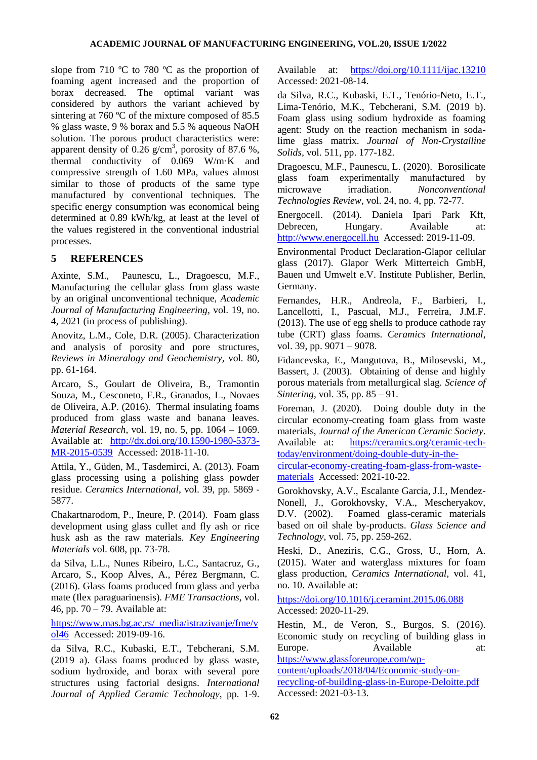slope from 710 ºC to 780 ºC as the proportion of foaming agent increased and the proportion of borax decreased. The optimal variant was considered by authors the variant achieved by sintering at 760 ºC of the mixture composed of 85.5 % glass waste, 9 % borax and 5.5 % aqueous NaOH solution. The porous product characteristics were: apparent density of 0.26 g/cm$^3$, porosity of 87.6 %, thermal conductivity of 0.069 W/m·K and compressive strength of 1.60 MPa, values almost similar to those of products of the same type manufactured by conventional techniques. The specific energy consumption was economical being determined at 0.89 kWh/kg, at least at the level of the values registered in the conventional industrial processes.

## 5 REFERENCES

Axinte, S.M., Paunescu, L., Dragoescu, M.F., Manufacturing the cellular glass from glass waste by an original unconventional technique, *Academic Journal of Manufacturing Engineering*, vol. 19, no. 4, 2021 (in process of publishing).

Anovitz, L.M., Cole, D.R. (2005). Characterization and analysis of porosity and pore structures, *Reviews in Mineralogy and Geochemistry*, vol. 80, pp. 61-164.

Arcaro, S., Goulart de Oliveira, B., Tramontin Souza, M., Cesconeto, F.R., Granados, L., Novaes de Oliveira, A.P. (2016). Thermal insulating foams produced from glass waste and banana leaves. *Material Research*, vol. 19, no. 5, pp. 1064 – 1069. Available at: http://dx.doi.org/10.1590-1980-5373-MR-2015-0539 Accessed: 2018-11-10.

Attila, Y., Güden, M., Tasdemirci, A. (2013). Foam glass processing using a polishing glass powder residue. *Ceramics International*, vol. 39, pp. 5869 - 5877.

Chakartnarodom, P., Ineure, P. (2014). Foam glass development using glass cullet and fly ash or rice husk ash as the raw materials. *Key Engineering Materials* vol. 608, pp. 73-78.

da Silva, L.L., Nunes Ribeiro, L.C., Santacruz, G., Arcaro, S., Koop Alves, A., Pérez Bergmann, C. (2016). Glass foams produced from glass and yerba mate (Ilex paraguarinensis). *FME Transactions*, vol. 46, pp. 70 – 79. Available at:

https://www.mas.bg.ac.rs/_media/istrazivanje/fme/vol46 Accessed: 2019-09-16.

da Silva, R.C., Kubaski, E.T., Tebcherani, S.M. (2019 a). Glass foams produced by glass waste, sodium hydroxide, and borax with several pore structures using factorial designs. *International Journal of Applied Ceramic Technology*, pp. 1-9. Available at: https://doi.org/10.1111/ijac.13210 Accessed: 2021-08-14.

da Silva, R.C., Kubaski, E.T., Tenório-Neto, E.T., Lima-Tenório, M.K., Tebcherani, S.M. (2019 b). Foam glass using sodium hydroxide as foaming agent: Study on the reaction mechanism in soda-lime glass matrix. *Journal of Non-Crystalline Solids*, vol. 511, pp. 177-182.

Dragoescu, M.F., Paunescu, L. (2020). Borosilicate glass foam experimentally manufactured by microwave irradiation. *Nonconventional Technologies Review*, vol. 24, no. 4, pp. 72-77.

Energocell. (2014). Daniela Ipari Park Kft, Debrecen, Hungary. Available at: http://www.energocell.hu Accessed: 2019-11-09.

Environmental Product Declaration-Glapor cellular glass (2017). Glapor Werk Mitterteich GmbH, Bauen und Umwelt e.V. Institute Publisher, Berlin, Germany.

Fernandes, H.R., Andreola, F., Barbieri, I., Lancellotti, I., Pascual, M.J., Ferreira, J.M.F. (2013). The use of egg shells to produce cathode ray tube (CRT) glass foams. *Ceramics International*, vol. 39, pp. 9071 – 9078.

Fidancevska, E., Mangutova, B., Milosevski, M., Bassert, J. (2003). Obtaining of dense and highly porous materials from metallurgical slag. *Science of Sintering*, vol. 35, pp. 85 – 91.

Foreman, J. (2020). Doing double duty in the circular economy-creating foam glass from waste materials, *Journal of the American Ceramic Society*. Available at: https://ceramics.org/ceramic-tech-today/environment/doing-double-duty-in-the-circular-economy-creating-foam-glass-from-waste-materials Accessed: 2021-10-22.

Gorokhovsky, A.V., Escalante Garcia, J.I., Mendez-Nonell, J., Gorokhovsky, V.A., Mescheryakov, D.V. (2002). Foamed glass-ceramic materials based on oil shale by-products. *Glass Science and Technology*, vol. 75, pp. 259-262.

Heski, D., Aneziris, C.G., Gross, U., Horn, A. (2015). Water and waterglass mixtures for foam glass production, *Ceramics International*, vol. 41, no. 10. Available at:

https://doi.org/10.1016/j.ceramint.2015.06.088 Accessed: 2020-11-29.

Hestin, M., de Veron, S., Burgos, S. (2016). Economic study on recycling of building glass in Europe. Available at: https://www.glassforeurope.com/wp-content/uploads/2018/04/Economic-study-on-recycling-of-building-glass-in-Europe-Deloitte.pdf Accessed: 2021-03-13.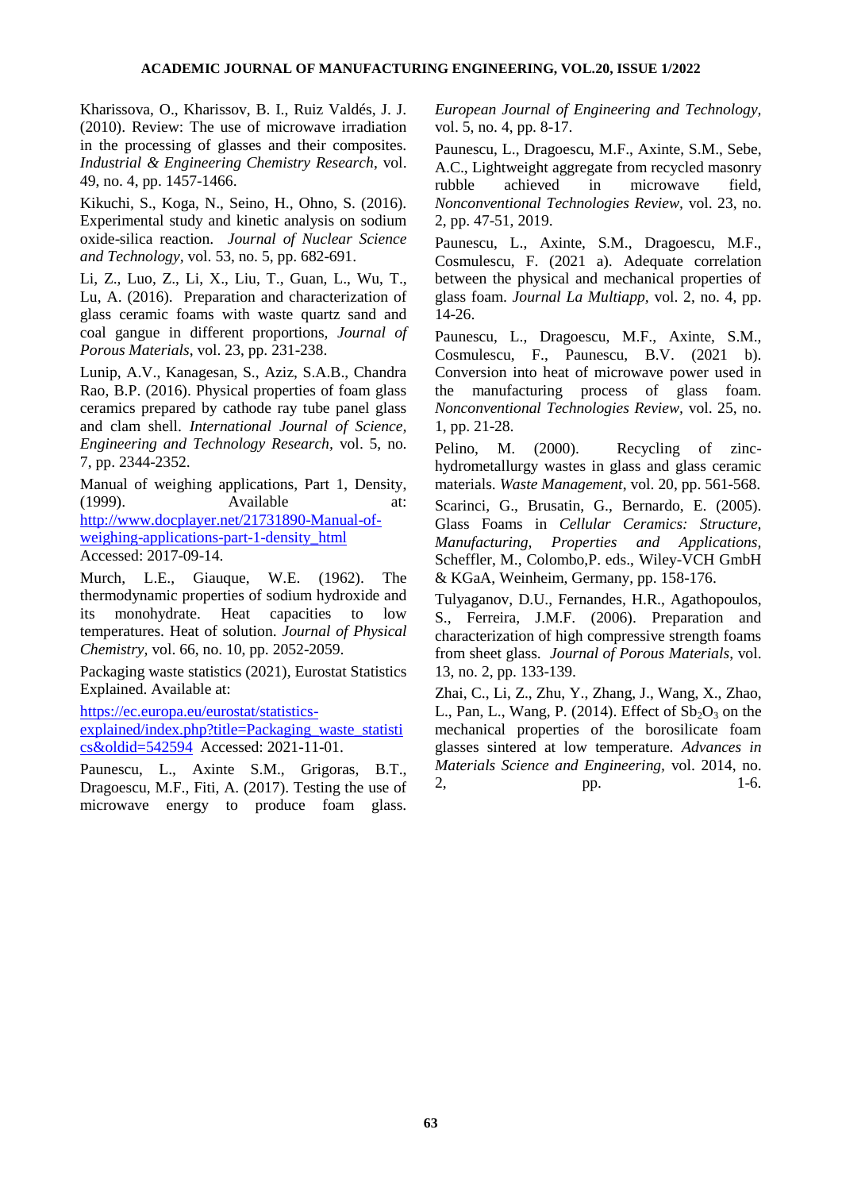Kharissova, O., Kharissov, B. I., Ruiz Valdés, J. J. (2010). Review: The use of microwave irradiation in the processing of glasses and their composites. *Industrial & Engineering Chemistry Research*, vol. 49, no. 4, pp. 1457-1466.

Kikuchi, S., Koga, N., Seino, H., Ohno, S. (2016). Experimental study and kinetic analysis on sodium oxide-silica reaction. *Journal of Nuclear Science and Technology*, vol. 53, no. 5, pp. 682-691.

Li, Z., Luo, Z., Li, X., Liu, T., Guan, L., Wu, T., Lu, A. (2016). Preparation and characterization of glass ceramic foams with waste quartz sand and coal gangue in different proportions, *Journal of Porous Materials*, vol. 23, pp. 231-238.

Lunip, A.V., Kanagesan, S., Aziz, S.A.B., Chandra Rao, B.P. (2016). Physical properties of foam glass ceramics prepared by cathode ray tube panel glass and clam shell. *International Journal of Science, Engineering and Technology Research*, vol. 5, no. 7, pp. 2344-2352.

Manual of weighing applications, Part 1, Density, (1999). Available at: [http://www.docplayer.net/21731890-Manual-of-weighing-applications-part-1-density_html](http://www.docplayer.net/21731890-Manual-of-weighing-applications-part-1-density_html) Accessed: 2017-09-14.

Murch, L.E., Giauque, W.E. (1962). The thermodynamic properties of sodium hydroxide and its monohydrate. Heat capacities to low temperatures. Heat of solution. *Journal of Physical Chemistry*, vol. 66, no. 10, pp. 2052-2059.

Packaging waste statistics (2021), Eurostat Statistics Explained. Available at: [https://ec.europa.eu/eurostat/statistics-explained/index.php?title=Packaging_waste_statistics&oldid=542594](https://ec.europa.eu/eurostat/statistics-explained/index.php?title=Packaging_waste_statistics&oldid=542594) Accessed: 2021-11-01.

Paunescu, L., Axinte S.M., Grigoras, B.T., Dragoescu, M.F., Fiti, A. (2017). Testing the use of microwave energy to produce foam glass. *European Journal of Engineering and Technology*, vol. 5, no. 4, pp. 8-17.

Paunescu, L., Dragoescu, M.F., Axinte, S.M., Sebe, A.C., Lightweight aggregate from recycled masonry rubble achieved in microwave field, *Nonconventional Technologies Review*, vol. 23, no. 2, pp. 47-51, 2019.

Paunescu, L., Axinte, S.M., Dragoescu, M.F., Cosmulescu, F. (2021 a). Adequate correlation between the physical and mechanical properties of glass foam. *Journal La Multiapp*, vol. 2, no. 4, pp. 14-26.

Paunescu, L., Dragoescu, M.F., Axinte, S.M., Cosmulescu, F., Paunescu, B.V. (2021 b). Conversion into heat of microwave power used in the manufacturing process of glass foam. *Nonconventional Technologies Review*, vol. 25, no. 1, pp. 21-28.

Pelino, M. (2000). Recycling of zinc-hydrometallurgy wastes in glass and glass ceramic materials. *Waste Management*, vol. 20, pp. 561-568.

Scarinci, G., Brusatin, G., Bernardo, E. (2005). Glass Foams in *Cellular Ceramics: Structure, Manufacturing, Properties and Applications*, Scheffler, M., Colombo,P. eds., Wiley-VCH GmbH & KGaA, Weinheim, Germany, pp. 158-176.

Tulyaganov, D.U., Fernandes, H.R., Agathopoulos, S., Ferreira, J.M.F. (2006). Preparation and characterization of high compressive strength foams from sheet glass. *Journal of Porous Materials*, vol. 13, no. 2, pp. 133-139.

Zhai, C., Li, Z., Zhu, Y., Zhang, J., Wang, X., Zhao, L., Pan, L., Wang, P. (2014). Effect of $Sb_2O_3$ on the mechanical properties of the borosilicate foam glasses sintered at low temperature. *Advances in Materials Science and Engineering*, vol. 2014, no. 2, pp. 1-6.